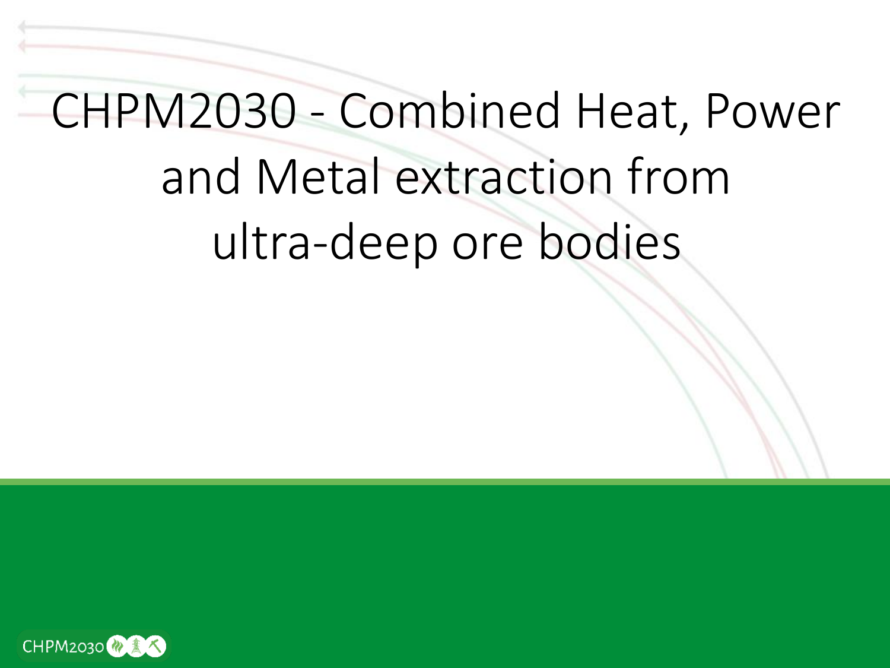# CHPM2030 - Combined Heat, Power and Metal extraction from ultra-deep ore bodies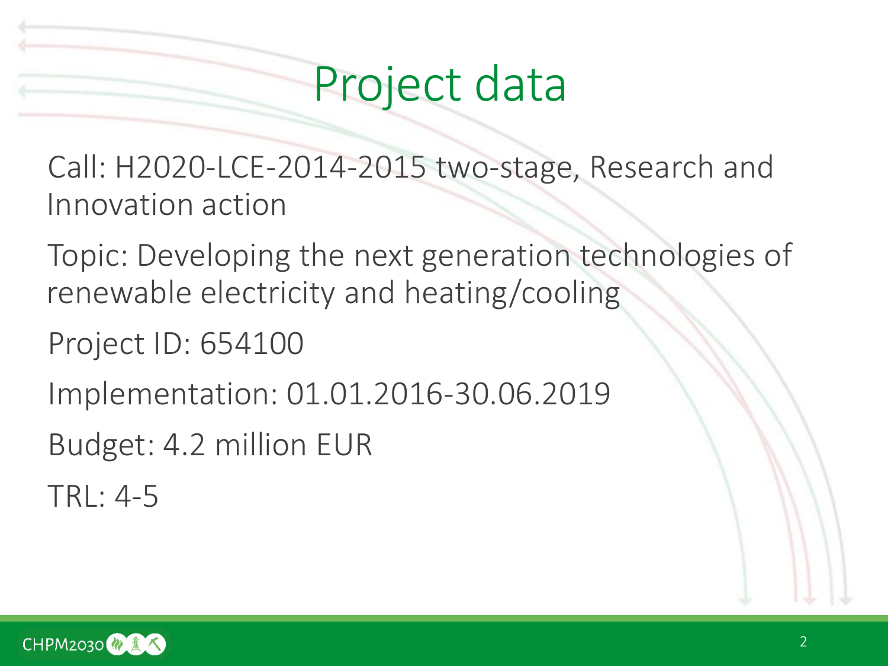# Project data

Call: H2020-LCE-2014-2015 two-stage, Research and Innovation action

Topic: Developing the next generation technologies of renewable electricity and heating/cooling

Project ID: 654100

Implementation: 01.01.2016-30.06.2019

Budget: 4.2 million EUR

TRL: 4-5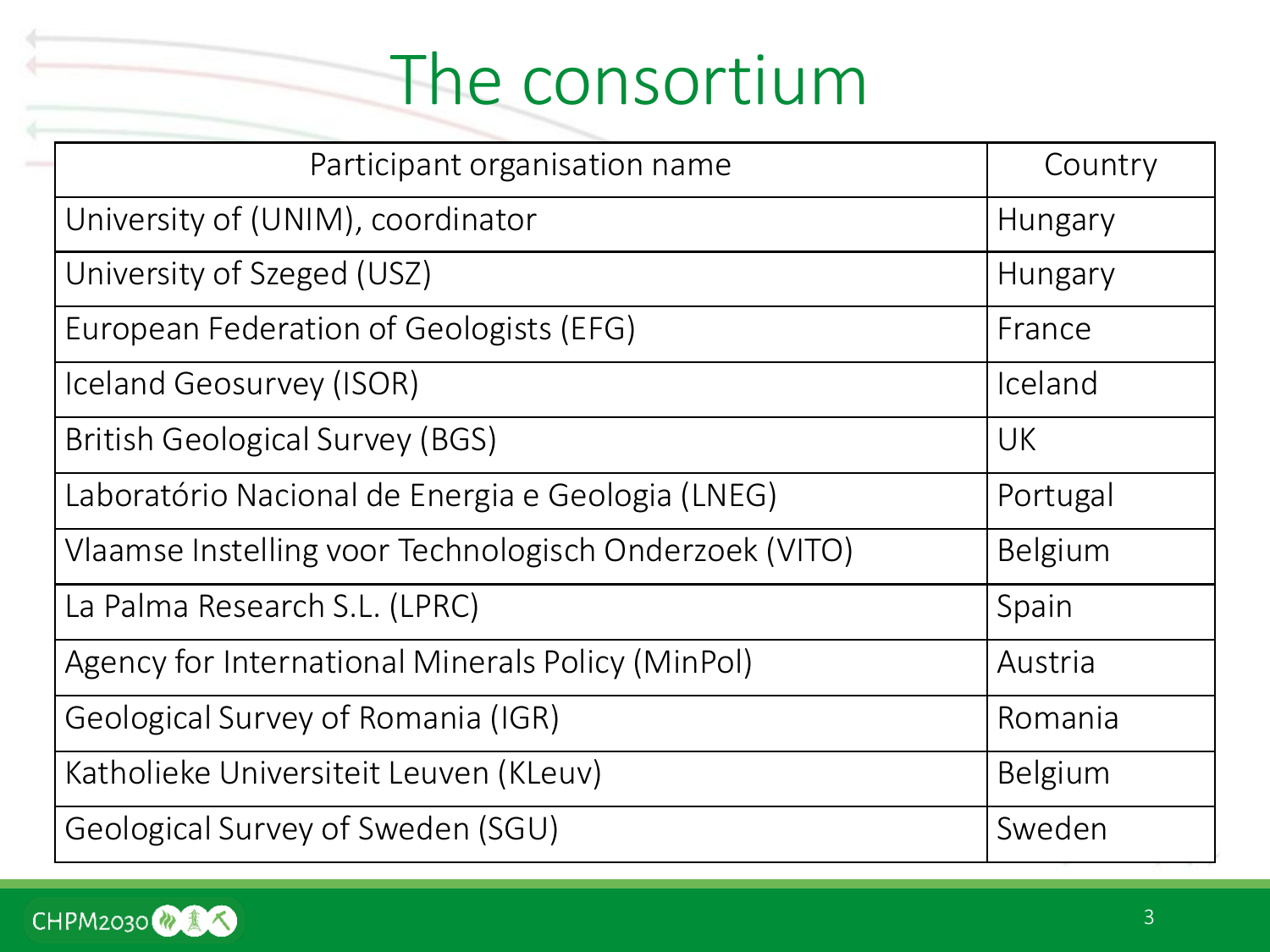# The consortium

| Participant organisation name | Country |
| --- | --- |
| University of (UNIM), coordinator | Hungary |
| University of Szeged (USZ) | Hungary |
| European Federation of Geologists (EFG) | France |
| Iceland Geosurvey (ISOR) | Iceland |
| British Geological Survey (BGS) | UK |
| Laboratório Nacional de Energia e Geologia (LNEG) | Portugal |
| Vlaamse Instelling voor Technologisch Onderzoek (VITO) | Belgium |
| La Palma Research S.L. (LPRC) | Spain |
| Agency for International Minerals Policy (MinPol) | Austria |
| Geological Survey of Romania (IGR) | Romania |
| Katholieke Universiteit Leuven (KLeuv) | Belgium |
| Geological Survey of Sweden (SGU) | Sweden |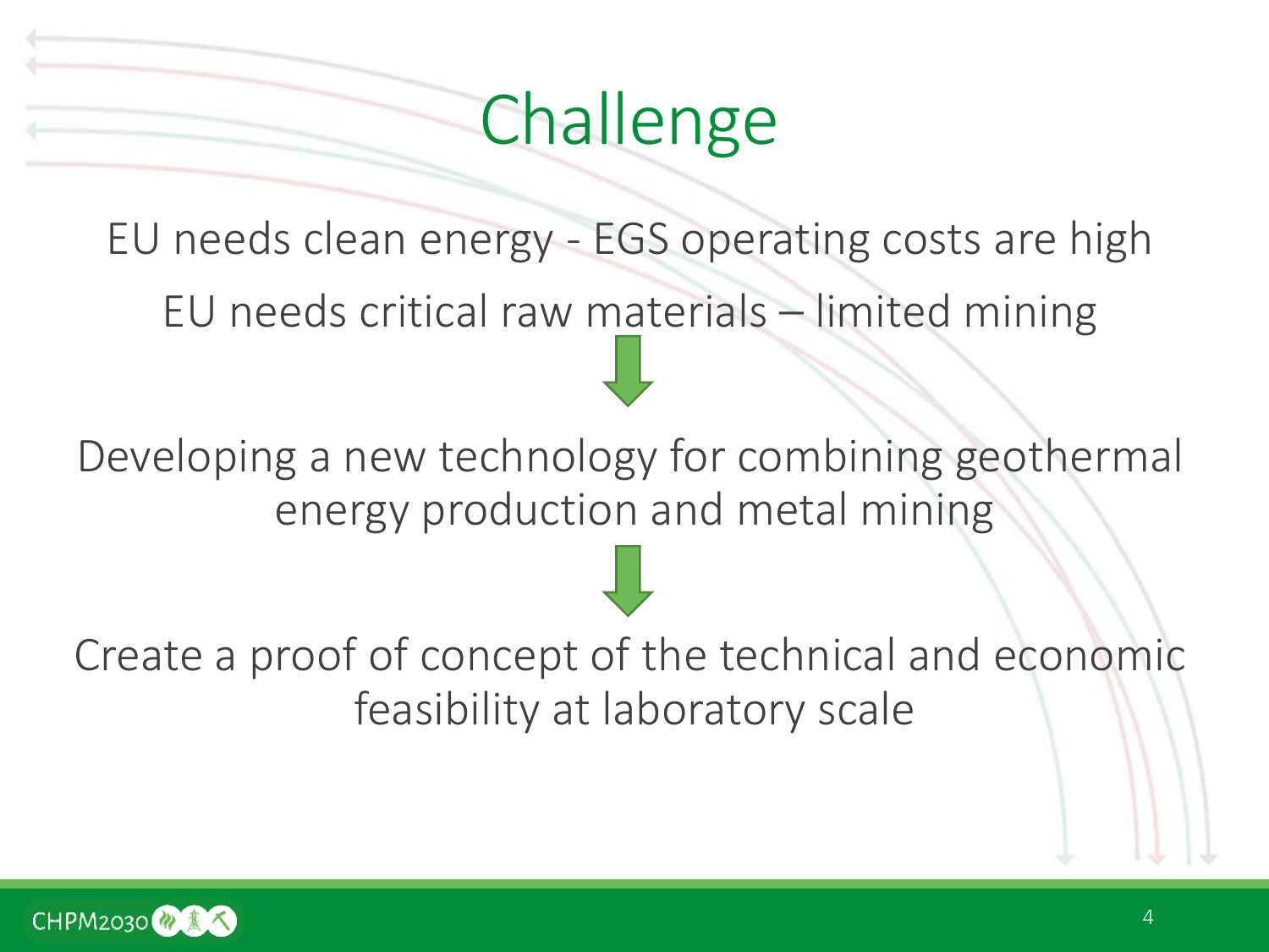# Challenge

EU needs clean energy - EGS operating costs are high

EU needs critical raw materials – limited mining

↓

Developing a new technology for combining geothermal energy production and metal mining

↓

Create a proof of concept of the technical and economic feasibility at laboratory scale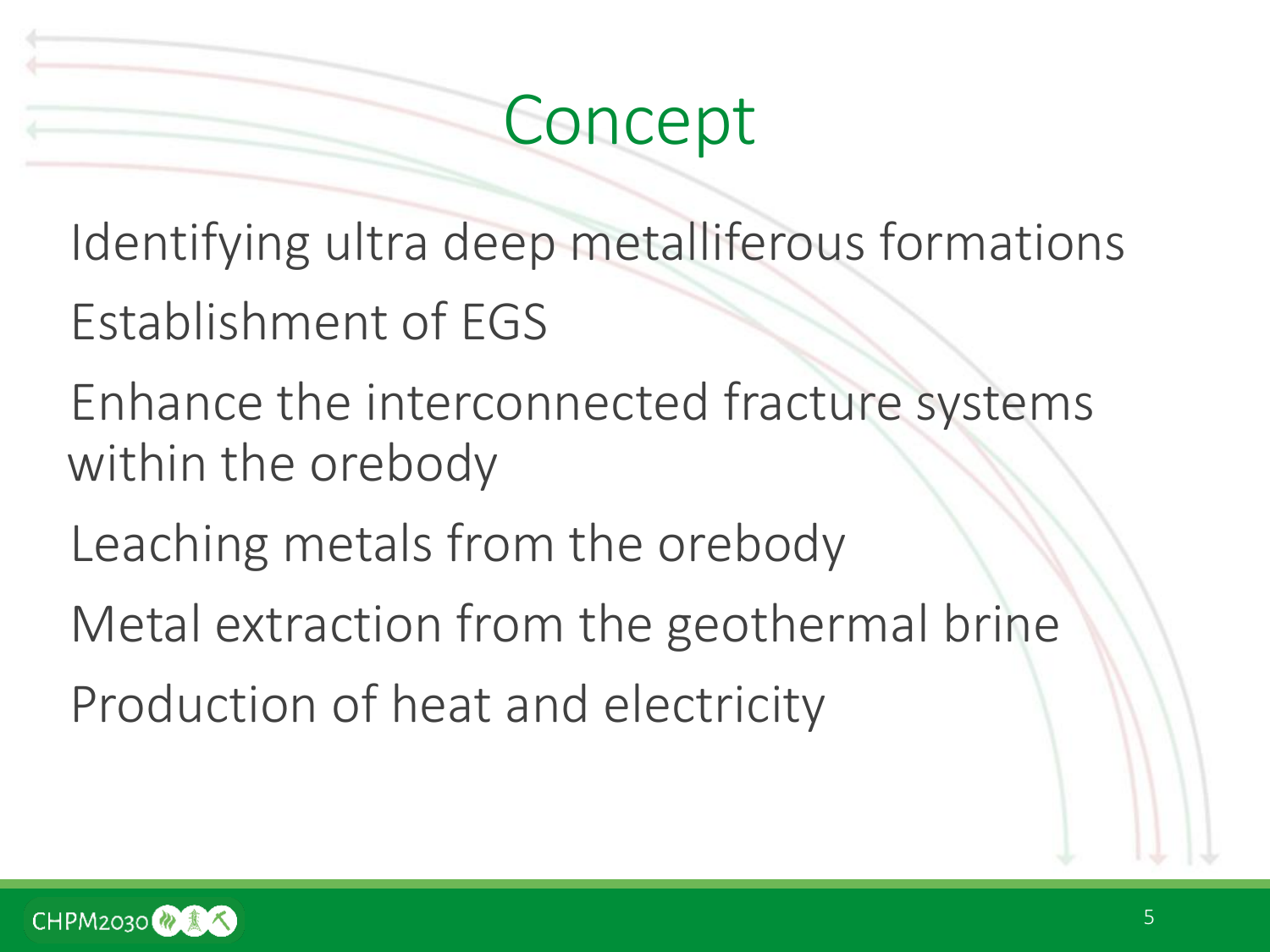# Concept

Identifying ultra deep metalliferous formations

Establishment of EGS

Enhance the interconnected fracture systems within the orebody

Leaching metals from the orebody

Metal extraction from the geothermal brine

Production of heat and electricity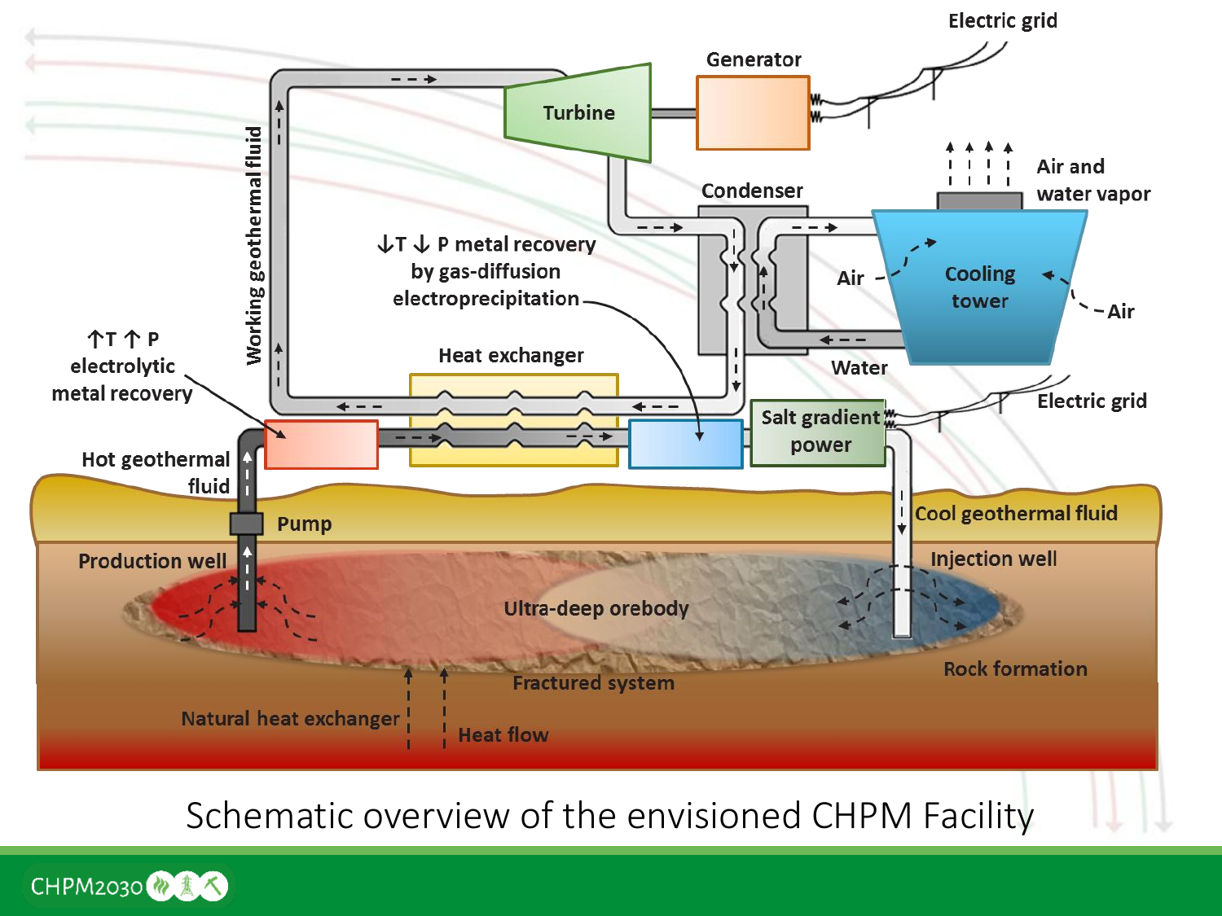Electric grid

Generator

Turbine

Air and water vapor

Condenser

Cooling tower

Air

Air

Working geothermal fluid

↓T ↓ P metal recovery by gas-diffusion electroprecipitation

Water

Heat exchanger

↑T ↑ P electrolytic metal recovery

Salt gradient power

Electric grid

Hot geothermal fluid

Pump

Cool geothermal fluid

Production well

Injection well

Ultra-deep orebody

Rock formation

Fractured system

Natural heat exchanger

Heat flow

Schematic overview of the envisioned CHPM Facility

CHPM2030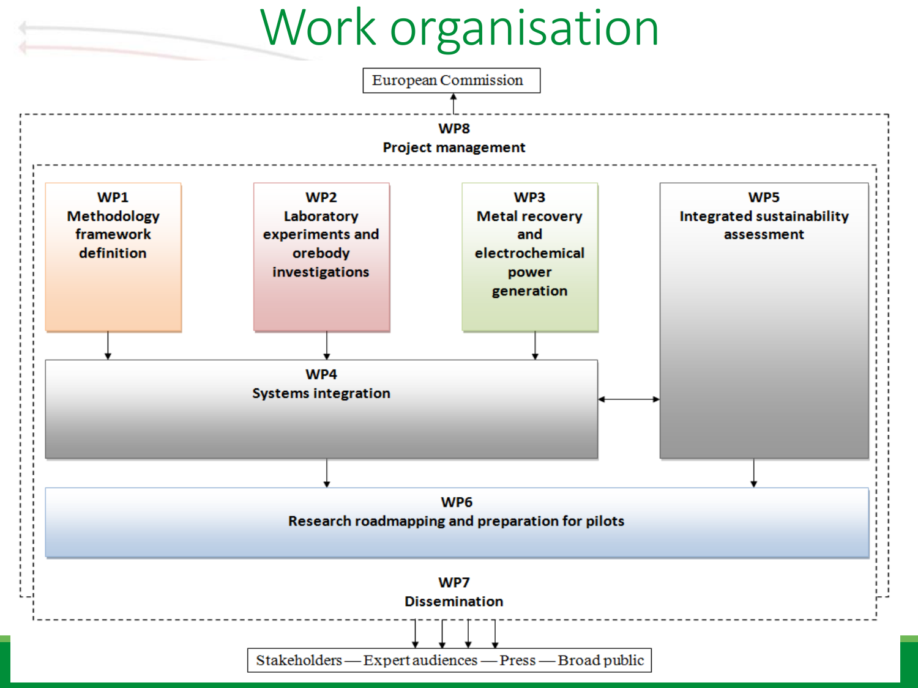# Work organisation

European Commission

**WP8**
**Project management**

**WP1**
**Methodology framework definition**

**WP2**
**Laboratory experiments and orebody investigations**

**WP3**
**Metal recovery and electrochemical power generation**

**WP5**
**Integrated sustainability assessment**

**WP4**
**Systems integration**

**WP6**
**Research roadmapping and preparation for pilots**

**WP7**
**Dissemination**

Stakeholders — Expert audiences — Press — Broad public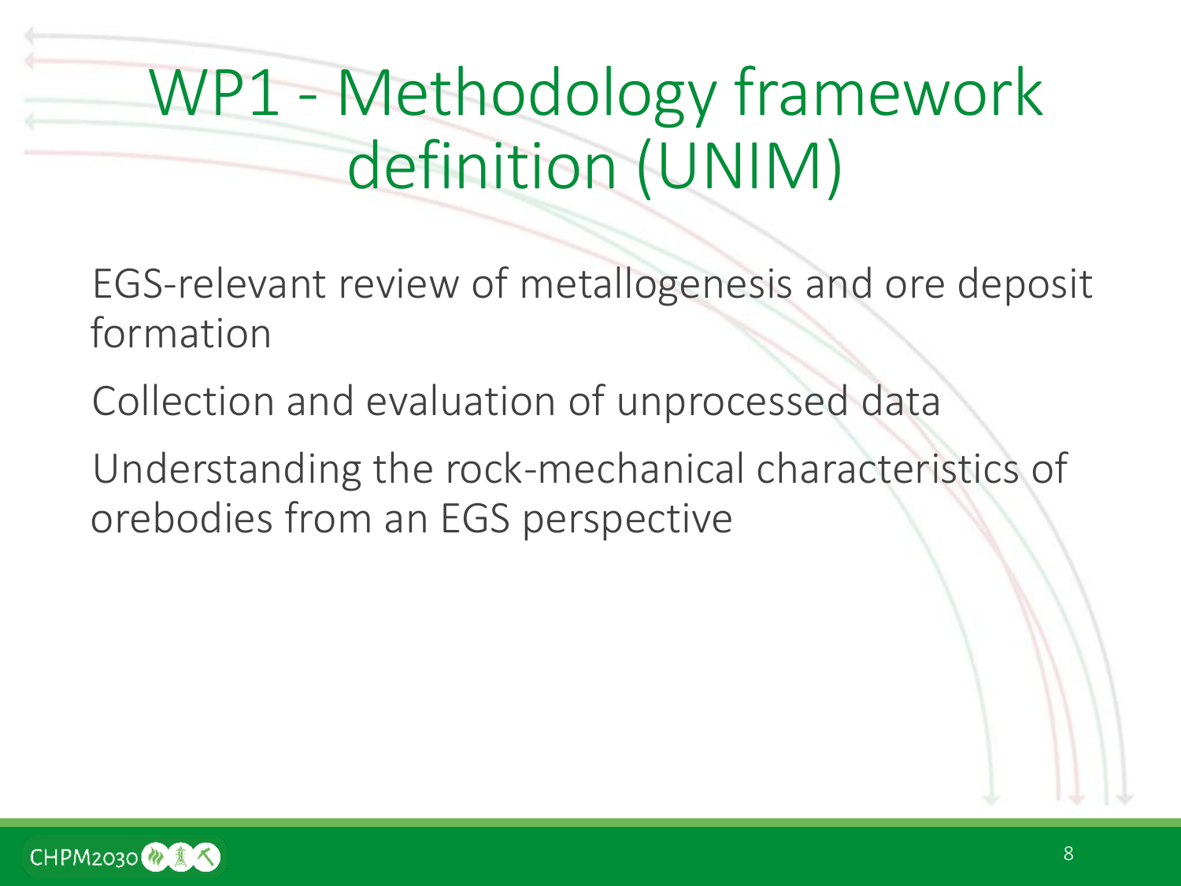# WP1 - Methodology framework definition (UNIM)

EGS-relevant review of metallogenesis and ore deposit formation

Collection and evaluation of unprocessed data

Understanding the rock-mechanical characteristics of orebodies from an EGS perspective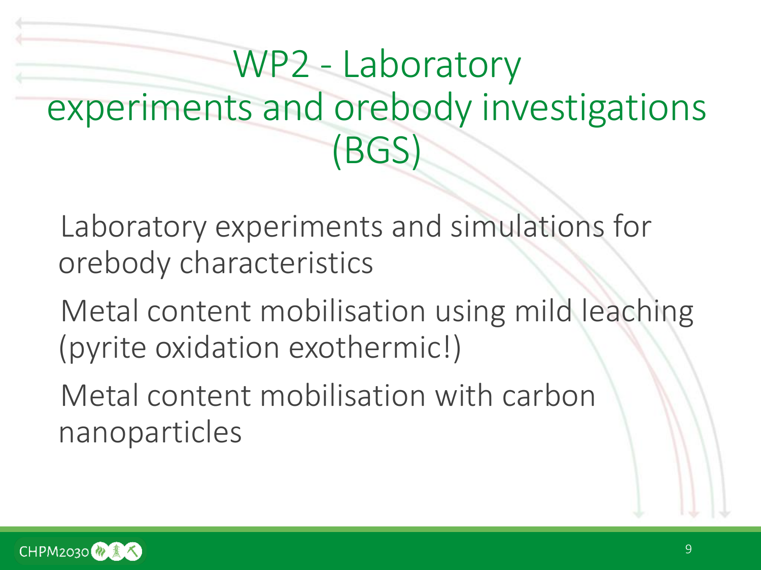# WP2 - Laboratory experiments and orebody investigations (BGS)

- Laboratory experiments and simulations for orebody characteristics
- Metal content mobilisation using mild leaching (pyrite oxidation exothermic!)
- Metal content mobilisation with carbon nanoparticles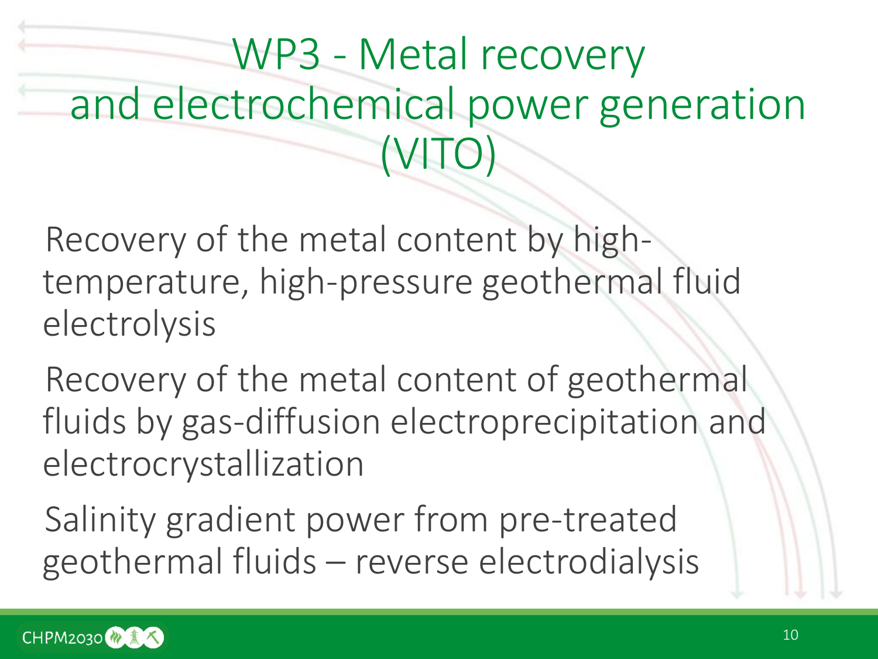# WP3 - Metal recovery and electrochemical power generation (VITO)

- Recovery of the metal content by high-temperature, high-pressure geothermal fluid electrolysis
- Recovery of the metal content of geothermal fluids by gas-diffusion electroprecipitation and electrocrystallization
- Salinity gradient power from pre-treated geothermal fluids – reverse electrodialysis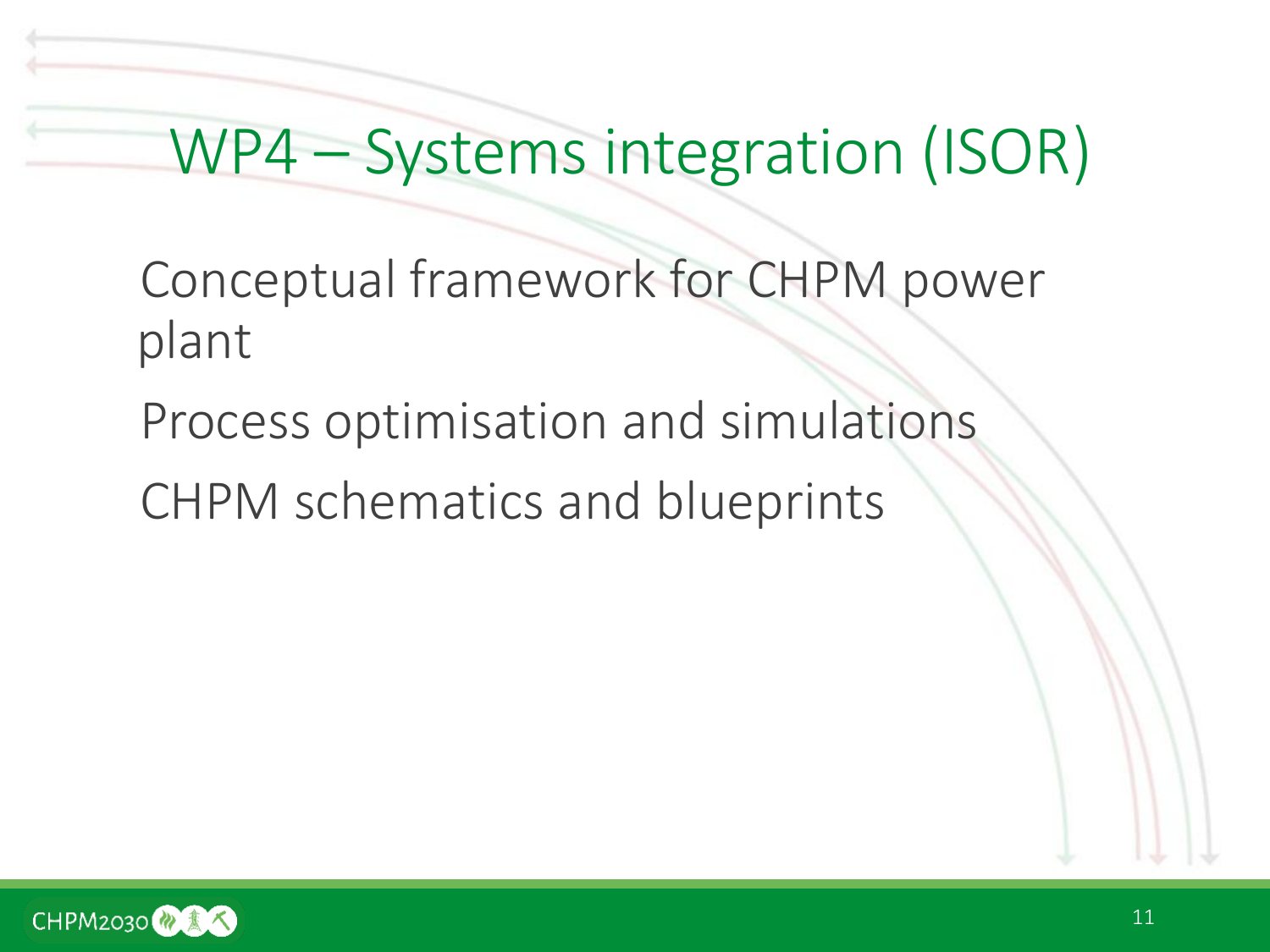# WP4 – Systems integration (ISOR)

Conceptual framework for CHPM power plant

Process optimisation and simulations

CHPM schematics and blueprints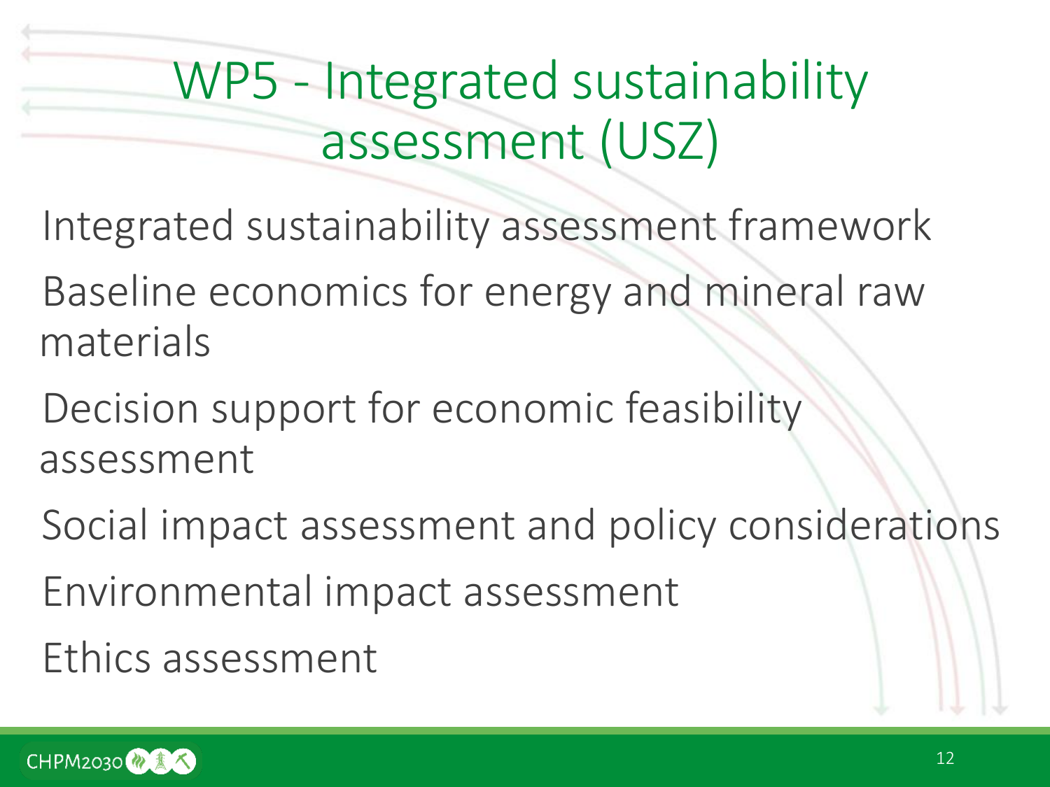# WP5 - Integrated sustainability assessment (USZ)

- Integrated sustainability assessment framework
- Baseline economics for energy and mineral raw materials
- Decision support for economic feasibility assessment
- Social impact assessment and policy considerations
- Environmental impact assessment
- Ethics assessment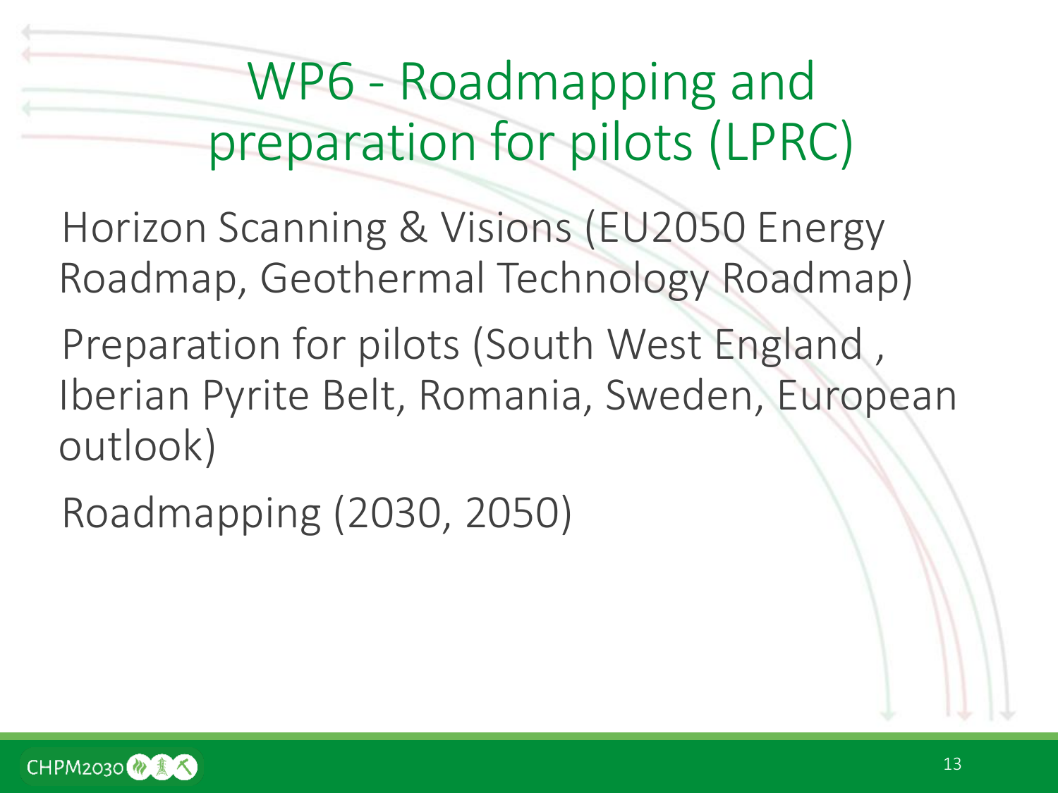# WP6 - Roadmapping and preparation for pilots (LPRC)

Horizon Scanning & Visions (EU2050 Energy Roadmap, Geothermal Technology Roadmap)

Preparation for pilots (South West England , Iberian Pyrite Belt, Romania, Sweden, European outlook)

Roadmapping (2030, 2050)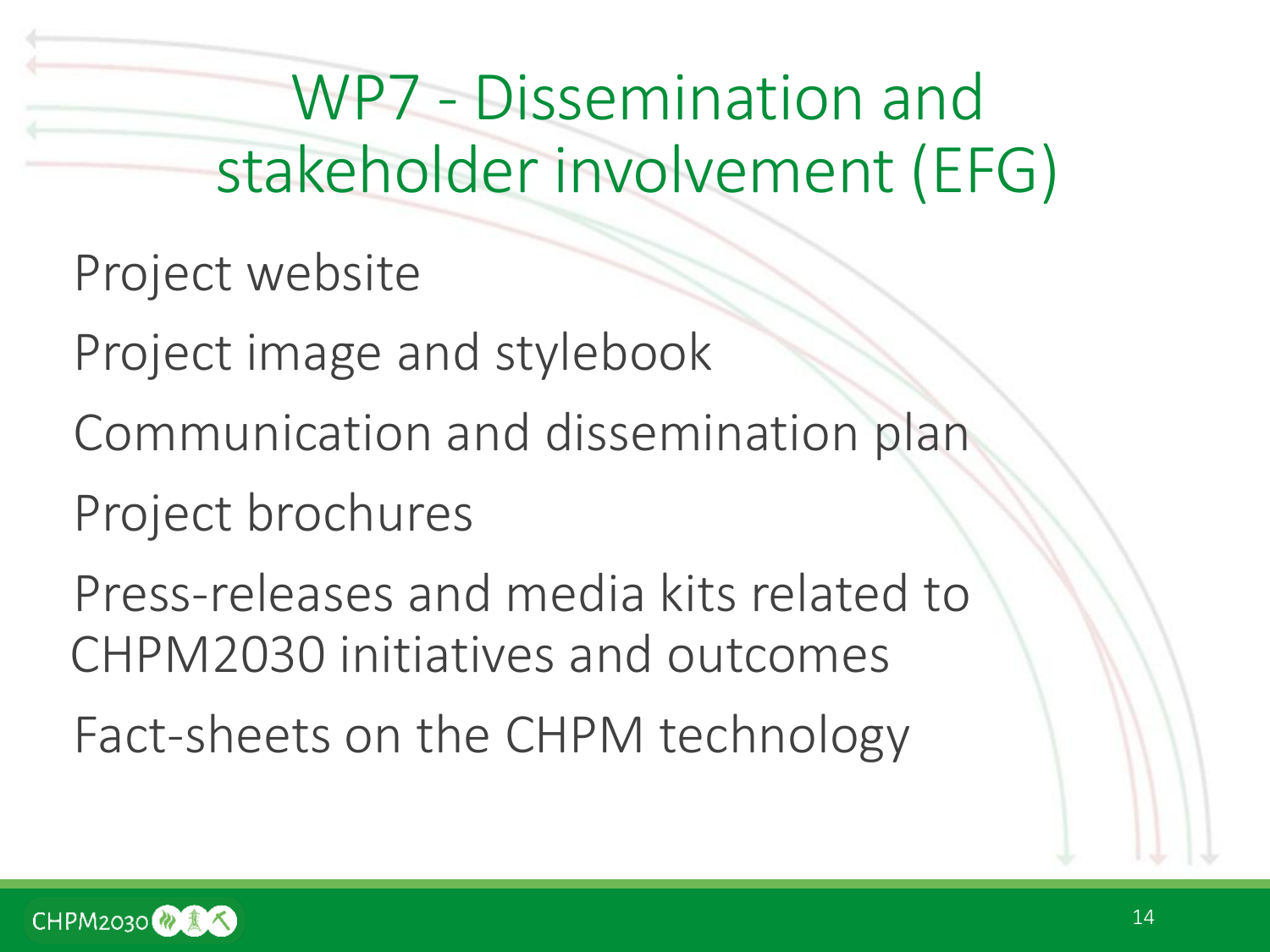# WP7 - Dissemination and stakeholder involvement (EFG)

Project website

Project image and stylebook

Communication and dissemination plan

Project brochures

Press-releases and media kits related to CHPM2030 initiatives and outcomes

Fact-sheets on the CHPM technology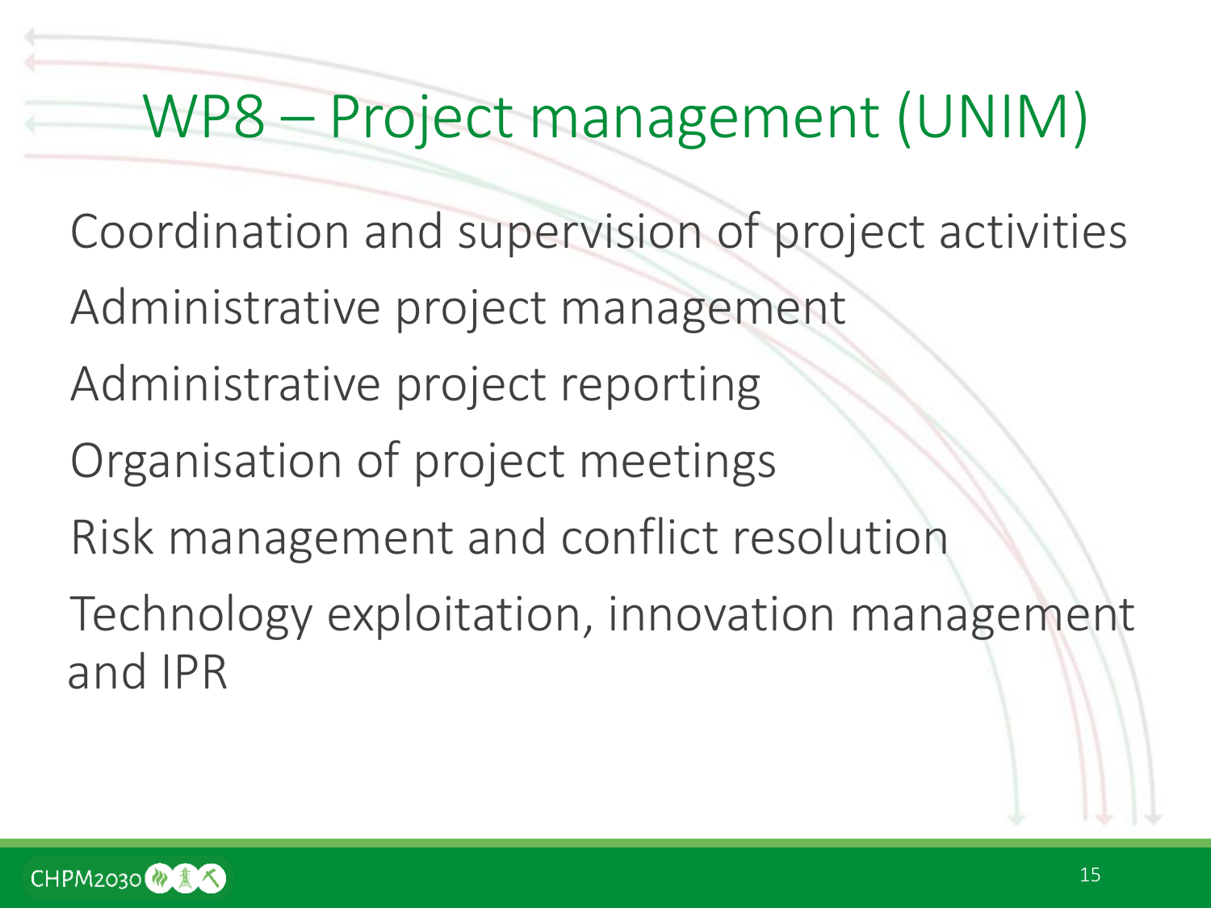# WP8 – Project management (UNIM)

- Coordination and supervision of project activities
- Administrative project management
- Administrative project reporting
- Organisation of project meetings
- Risk management and conflict resolution
- Technology exploitation, innovation management and IPR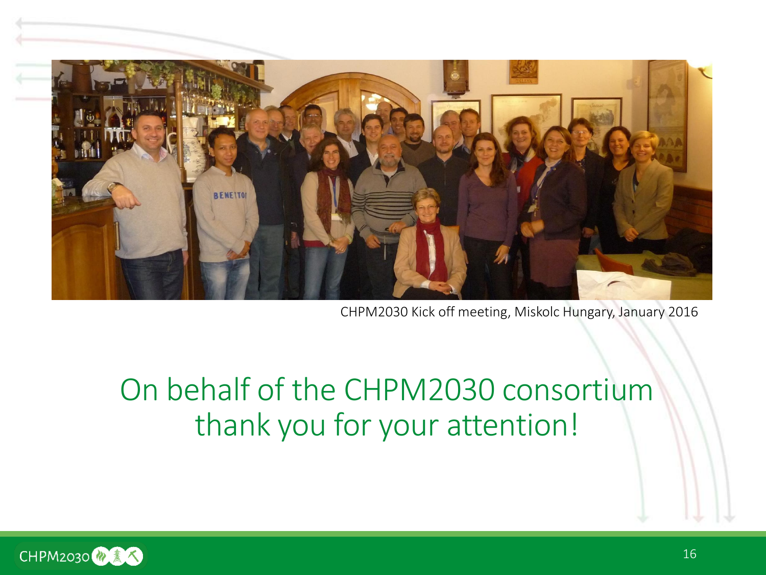CHPM2030 Kick off meeting, Miskolc Hungary, January 2016

On behalf of the CHPM2030 consortium thank you for your attention!